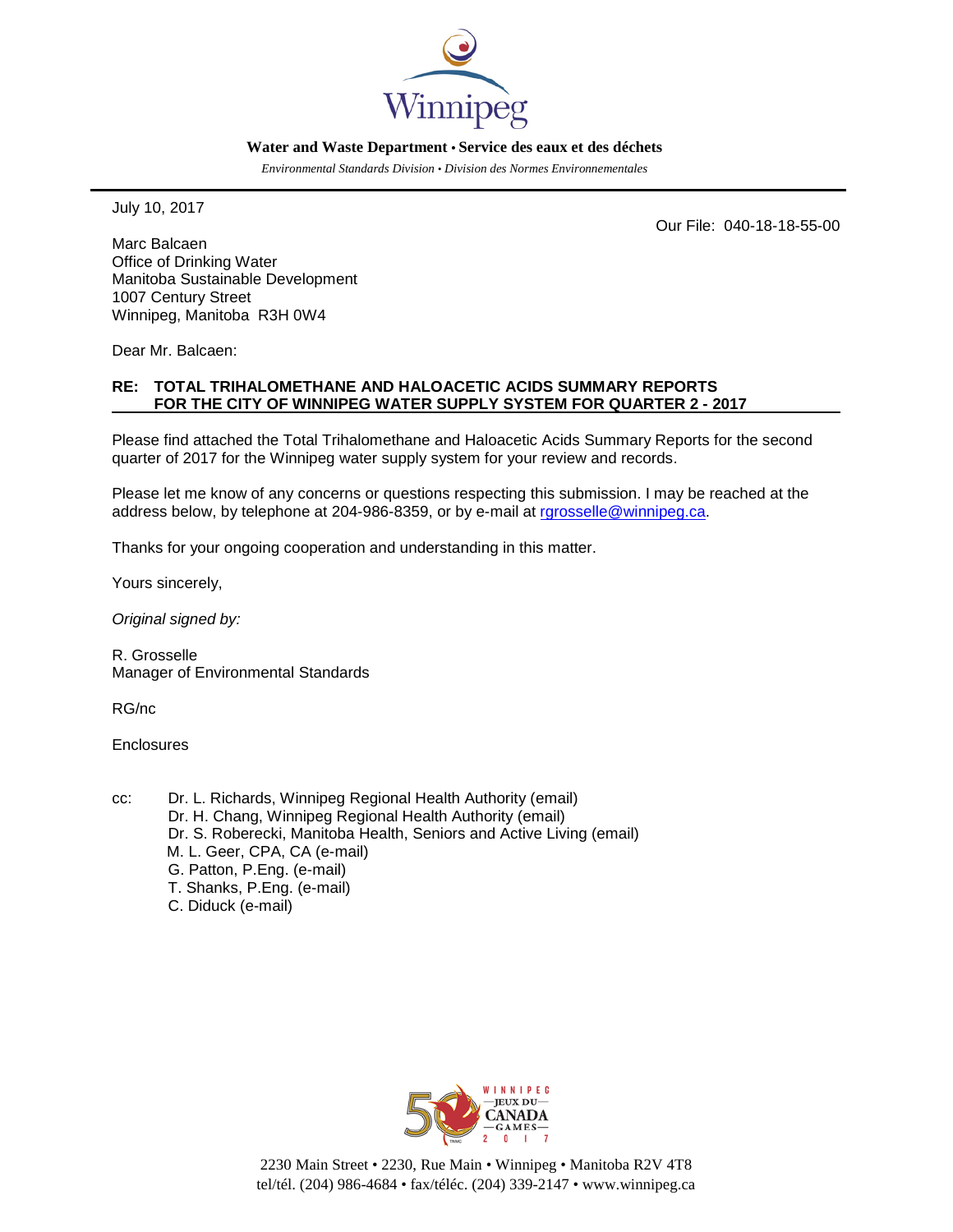Winnipeg

**Water and Waste Department • Service des eaux et des déchets**

*Environmental Standards Division • Division des Normes Environnementales*

July 10, 2017

Our File: 040-18-18-55-00

Marc Balcaen
Office of Drinking Water
Manitoba Sustainable Development
1007 Century Street
Winnipeg, Manitoba R3H 0W4

Dear Mr. Balcaen:

**RE: TOTAL TRIHALOMETHANE AND HALOACETIC ACIDS SUMMARY REPORTS FOR THE CITY OF WINNIPEG WATER SUPPLY SYSTEM FOR QUARTER 2 - 2017**

Please find attached the Total Trihalomethane and Haloacetic Acids Summary Reports for the second quarter of 2017 for the Winnipeg water supply system for your review and records.

Please let me know of any concerns or questions respecting this submission. I may be reached at the address below, by telephone at 204-986-8359, or by e-mail at rgrosselle@winnipeg.ca.

Thanks for your ongoing cooperation and understanding in this matter.

Yours sincerely,

*Original signed by:*

R. Grosselle
Manager of Environmental Standards

RG/nc

Enclosures

cc: Dr. L. Richards, Winnipeg Regional Health Authority (email)
Dr. H. Chang, Winnipeg Regional Health Authority (email)
Dr. S. Roberecki, Manitoba Health, Seniors and Active Living (email)
M. L. Geer, CPA, CA (e-mail)
G. Patton, P.Eng. (e-mail)
T. Shanks, P.Eng. (e-mail)
C. Diduck (e-mail)

2230 Main Street • 2230, Rue Main • Winnipeg • Manitoba R2V 4T8
tel/tél. (204) 986-4684 • fax/téléc. (204) 339-2147 • www.winnipeg.ca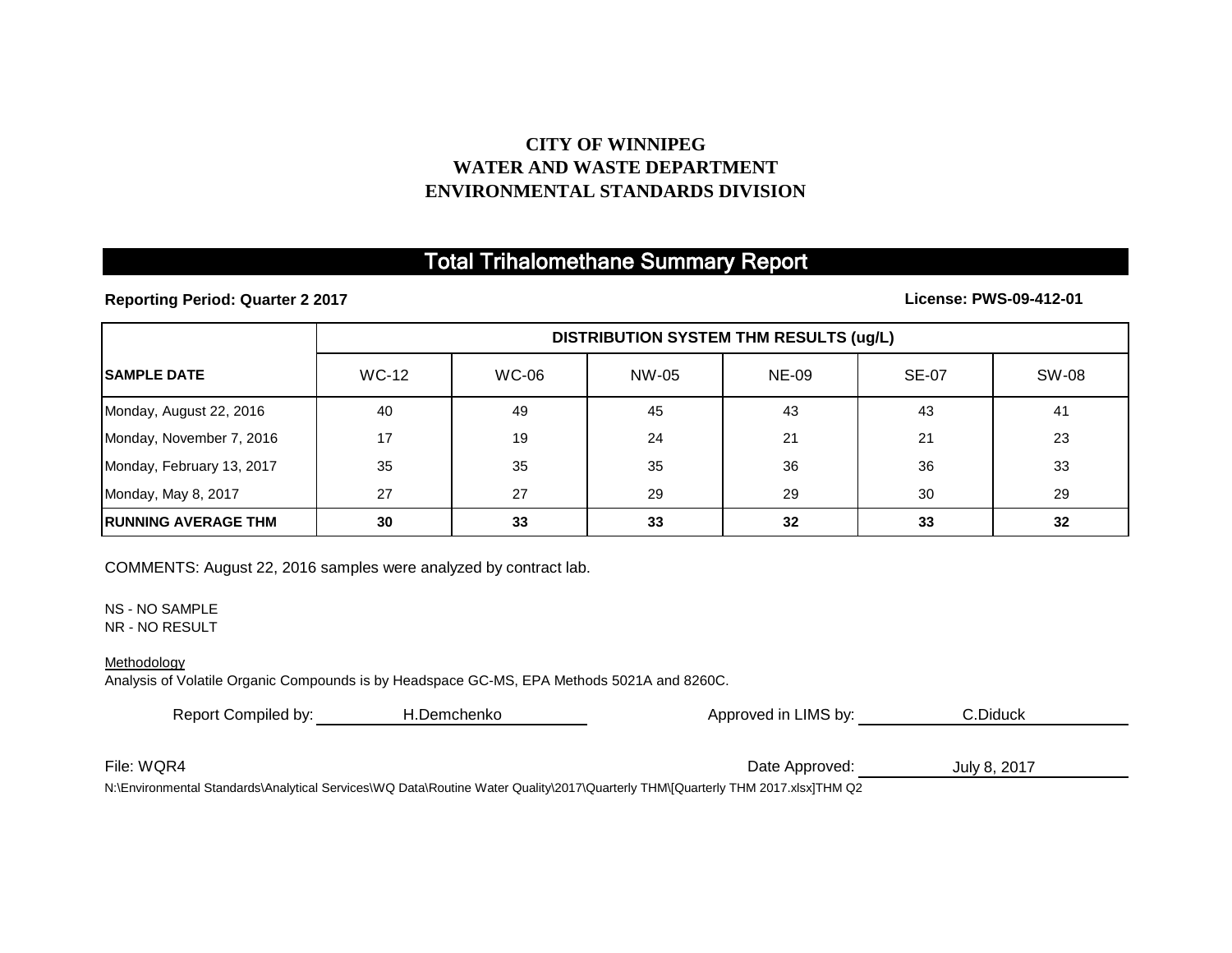**CITY OF WINNIPEG**
**WATER AND WASTE DEPARTMENT**
**ENVIRONMENTAL STANDARDS DIVISION**

# Total Trihalomethane Summary Report

**Reporting Period: Quarter 2 2017** **License: PWS-09-412-01**

| | DISTRIBUTION SYSTEM THM RESULTS (ug/L) | | | | | |
|---|---|---|---|---|---|---|
| **SAMPLE DATE** | WC-12 | WC-06 | NW-05 | NE-09 | SE-07 | SW-08 |
| Monday, August 22, 2016 | 40 | 49 | 45 | 43 | 43 | 41 |
| Monday, November 7, 2016 | 17 | 19 | 24 | 21 | 21 | 23 |
| Monday, February 13, 2017 | 35 | 35 | 35 | 36 | 36 | 33 |
| Monday, May 8, 2017 | 27 | 27 | 29 | 29 | 30 | 29 |
| **RUNNING AVERAGE THM** | **30** | **33** | **33** | **32** | **33** | **32** |

COMMENTS: August 22, 2016 samples were analyzed by contract lab.

NS - NO SAMPLE
NR - NO RESULT

Methodology
Analysis of Volatile Organic Compounds is by Headspace GC-MS, EPA Methods 5021A and 8260C.

Report Compiled by: H.Demchenko Approved in LIMS by: C.Diduck

File: WQR4 Date Approved: July 8, 2017

N:\Environmental Standards\Analytical Services\WQ Data\Routine Water Quality\2017\Quarterly THM\[Quarterly THM 2017.xlsx]THM Q2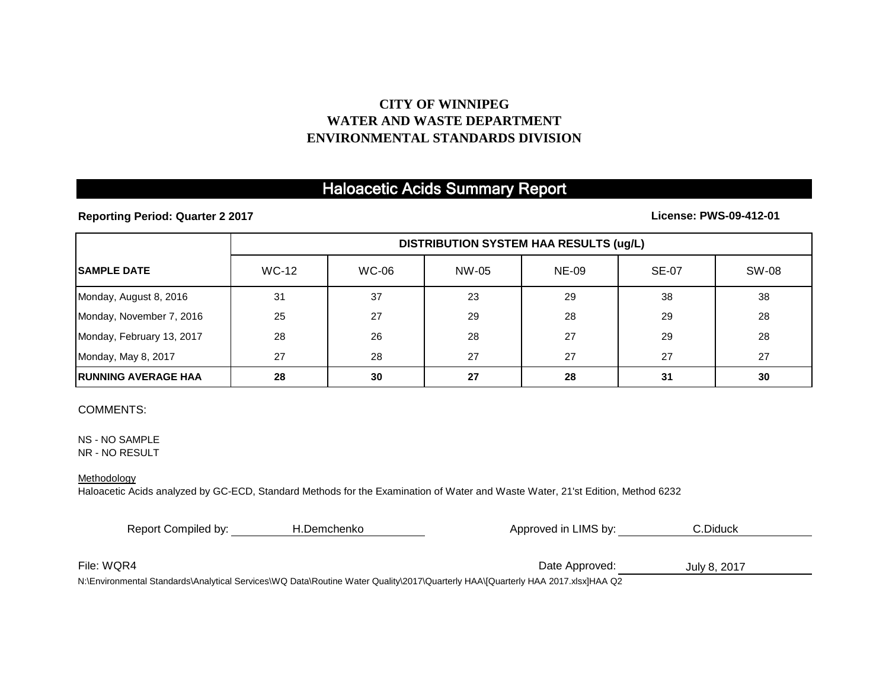**CITY OF WINNIPEG**
**WATER AND WASTE DEPARTMENT**
**ENVIRONMENTAL STANDARDS DIVISION**

# Haloacetic Acids Summary Report

**Reporting Period: Quarter 2 2017** | **License: PWS-09-412-01**

| | DISTRIBUTION SYSTEM HAA RESULTS (ug/L) | | | | | |
|---|---|---|---|---|---|---|
| **SAMPLE DATE** | WC-12 | WC-06 | NW-05 | NE-09 | SE-07 | SW-08 |
| Monday, August 8, 2016 | 31 | 37 | 23 | 29 | 38 | 38 |
| Monday, November 7, 2016 | 25 | 27 | 29 | 28 | 29 | 28 |
| Monday, February 13, 2017 | 28 | 26 | 28 | 27 | 29 | 28 |
| Monday, May 8, 2017 | 27 | 28 | 27 | 27 | 27 | 27 |
| **RUNNING AVERAGE HAA** | **28** | **30** | **27** | **28** | **31** | **30** |

COMMENTS:

NS - NO SAMPLE
NR - NO RESULT

Methodology
Haloacetic Acids analyzed by GC-ECD, Standard Methods for the Examination of Water and Waste Water, 21'st Edition, Method 6232

Report Compiled by: H.Demchenko

Approved in LIMS by: C.Diduck

File: WQR4

Date Approved: July 8, 2017

N:\Environmental Standards\Analytical Services\WQ Data\Routine Water Quality\2017\Quarterly HAA\[Quarterly HAA 2017.xlsx]HAA Q2